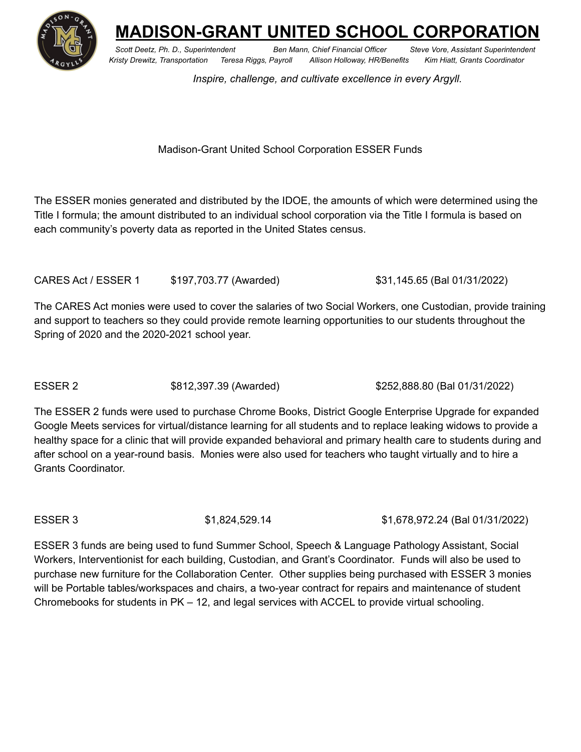# MADISON-GRANT UNITED SCHOOL CORPORATION

*Scott Deetz, Ph. D., Superintendent   Ben Mann, Chief Financial Officer   Steve Vore, Assistant Superintendent*
*Kristy Drewitz, Transportation   Teresa Riggs, Payroll   Allison Holloway, HR/Benefits   Kim Hiatt, Grants Coordinator*

*Inspire, challenge, and cultivate excellence in every Argyll.*

Madison-Grant United School Corporation ESSER Funds

The ESSER monies generated and distributed by the IDOE, the amounts of which were determined using the Title I formula; the amount distributed to an individual school corporation via the Title I formula is based on each community's poverty data as reported in the United States census.

CARES Act / ESSER 1   $197,703.77 (Awarded)   $31,145.65 (Bal 01/31/2022)

The CARES Act monies were used to cover the salaries of two Social Workers, one Custodian, provide training and support to teachers so they could provide remote learning opportunities to our students throughout the Spring of 2020 and the 2020-2021 school year.

ESSER 2   $812,397.39 (Awarded)   $252,888.80 (Bal 01/31/2022)

The ESSER 2 funds were used to purchase Chrome Books, District Google Enterprise Upgrade for expanded Google Meets services for virtual/distance learning for all students and to replace leaking widows to provide a healthy space for a clinic that will provide expanded behavioral and primary health care to students during and after school on a year-round basis. Monies were also used for teachers who taught virtually and to hire a Grants Coordinator.

ESSER 3   $1,824,529.14   $1,678,972.24 (Bal 01/31/2022)

ESSER 3 funds are being used to fund Summer School, Speech & Language Pathology Assistant, Social Workers, Interventionist for each building, Custodian, and Grant's Coordinator. Funds will also be used to purchase new furniture for the Collaboration Center. Other supplies being purchased with ESSER 3 monies will be Portable tables/workspaces and chairs, a two-year contract for repairs and maintenance of student Chromebooks for students in PK – 12, and legal services with ACCEL to provide virtual schooling.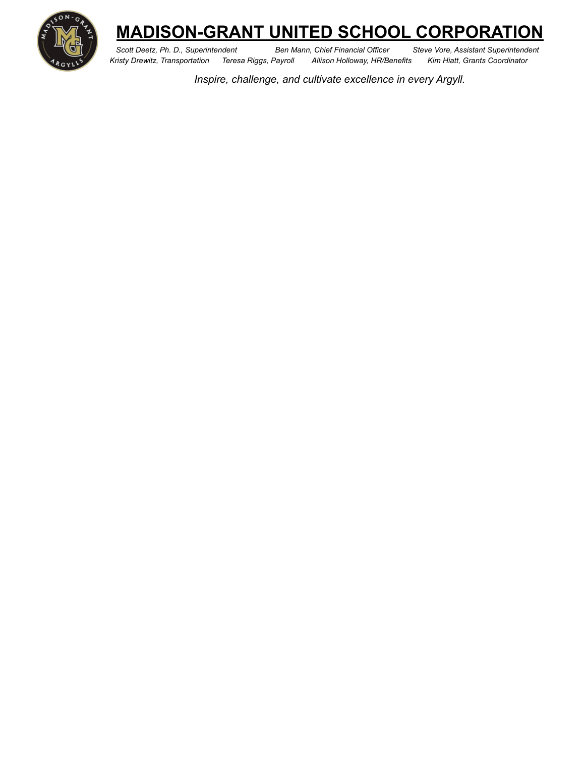# MADISON-GRANT UNITED SCHOOL CORPORATION

*Scott Deetz, Ph. D., Superintendent    Ben Mann, Chief Financial Officer    Steve Vore, Assistant Superintendent*
*Kristy Drewitz, Transportation    Teresa Riggs, Payroll    Allison Holloway, HR/Benefits    Kim Hiatt, Grants Coordinator*

*Inspire, challenge, and cultivate excellence in every Argyll.*